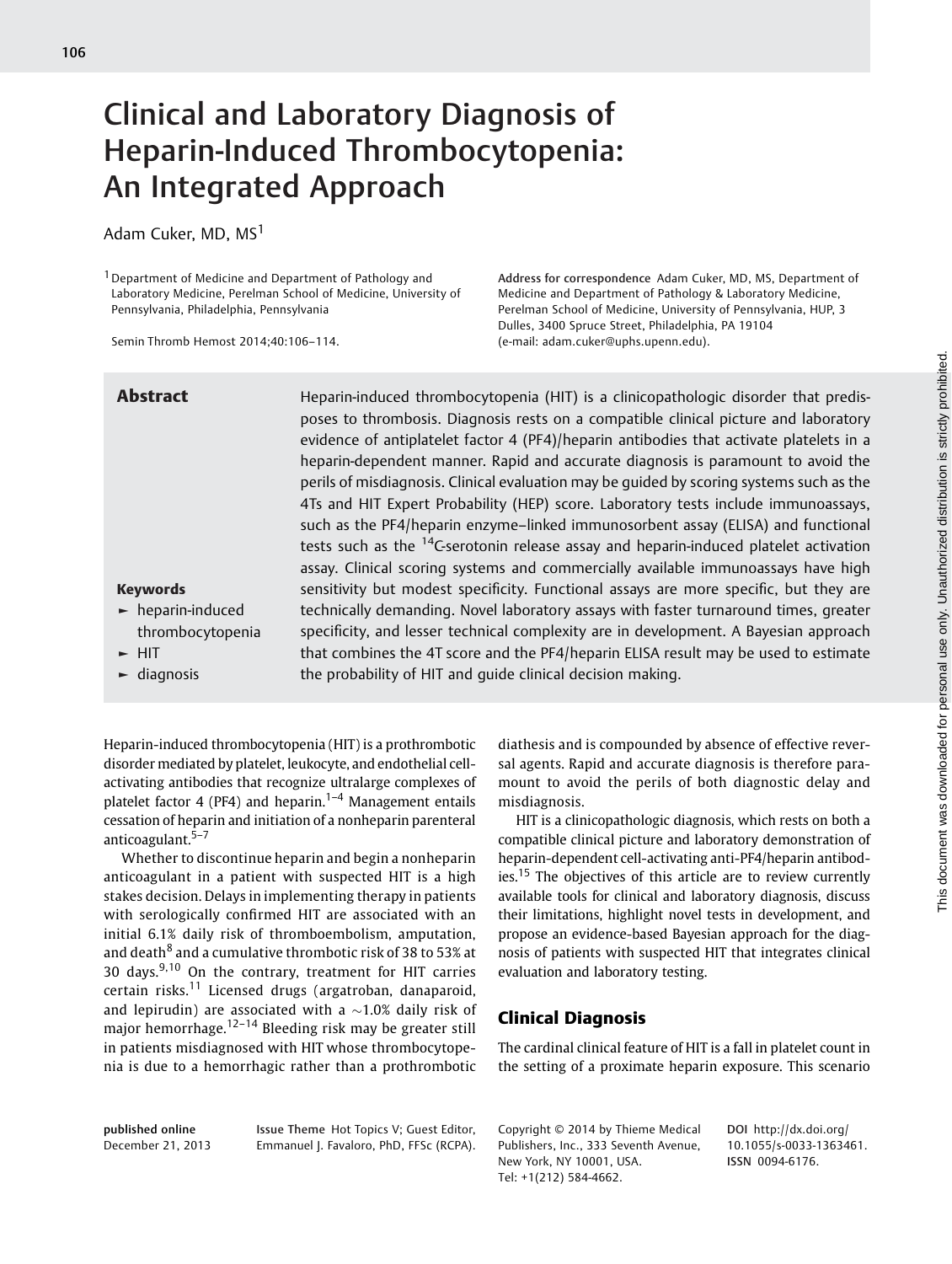# Clinical and Laboratory Diagnosis of Heparin-Induced Thrombocytopenia: An Integrated Approach

Adam Cuker, MD, MS[1]

[1] Department of Medicine and Department of Pathology and Laboratory Medicine, Perelman School of Medicine, University of Pennsylvania, Philadelphia, Pennsylvania

Semin Thromb Hemost 2014;40:106–114.

Address for correspondence Adam Cuker, MD, MS, Department of Medicine and Department of Pathology & Laboratory Medicine, Perelman School of Medicine, University of Pennsylvania, HUP, 3 Dulles, 3400 Spruce Street, Philadelphia, PA 19104 (e-mail: adam.cuker@uphs.upenn.edu).

## Abstract

Heparin-induced thrombocytopenia (HIT) is a clinicopathologic disorder that predisposes to thrombosis. Diagnosis rests on a compatible clinical picture and laboratory evidence of antiplatelet factor 4 (PF4)/heparin antibodies that activate platelets in a heparin-dependent manner. Rapid and accurate diagnosis is paramount to avoid the perils of misdiagnosis. Clinical evaluation may be guided by scoring systems such as the 4Ts and HIT Expert Probability (HEP) score. Laboratory tests include immunoassays, such as the PF4/heparin enzyme–linked immunosorbent assay (ELISA) and functional tests such as the $^{14}$C-serotonin release assay and heparin-induced platelet activation assay. Clinical scoring systems and commercially available immunoassays have high sensitivity but modest specificity. Functional assays are more specific, but they are technically demanding. Novel laboratory assays with faster turnaround times, greater specificity, and lesser technical complexity are in development. A Bayesian approach that combines the 4T score and the PF4/heparin ELISA result may be used to estimate the probability of HIT and guide clinical decision making.

**Keywords**

- heparin-induced thrombocytopenia
- HIT
- diagnosis

Heparin-induced thrombocytopenia (HIT) is a prothrombotic disorder mediated by platelet, leukocyte, and endothelial cell-activating antibodies that recognize ultralarge complexes of platelet factor 4 (PF4) and heparin.[1–4] Management entails cessation of heparin and initiation of a nonheparin parenteral anticoagulant.[5–7]

Whether to discontinue heparin and begin a nonheparin anticoagulant in a patient with suspected HIT is a high stakes decision. Delays in implementing therapy in patients with serologically confirmed HIT are associated with an initial 6.1% daily risk of thromboembolism, amputation, and death[8] and a cumulative thrombotic risk of 38 to 53% at 30 days.[9,10] On the contrary, treatment for HIT carries certain risks.[11] Licensed drugs (argatroban, danaparoid, and lepirudin) are associated with a ~1.0% daily risk of major hemorrhage.[12–14] Bleeding risk may be greater still in patients misdiagnosed with HIT whose thrombocytopenia is due to a hemorrhagic rather than a prothrombotic diathesis and is compounded by absence of effective reversal agents. Rapid and accurate diagnosis is therefore paramount to avoid the perils of both diagnostic delay and misdiagnosis.

HIT is a clinicopathologic diagnosis, which rests on both a compatible clinical picture and laboratory demonstration of heparin-dependent cell-activating anti-PF4/heparin antibodies.[15] The objectives of this article are to review currently available tools for clinical and laboratory diagnosis, discuss their limitations, highlight novel tests in development, and propose an evidence-based Bayesian approach for the diagnosis of patients with suspected HIT that integrates clinical evaluation and laboratory testing.

## Clinical Diagnosis

The cardinal clinical feature of HIT is a fall in platelet count in the setting of a proximate heparin exposure. This scenario

published online December 21, 2013

Issue Theme Hot Topics V; Guest Editor, Emmanuel J. Favaloro, PhD, FFSc (RCPA).

Copyright © 2014 by Thieme Medical Publishers, Inc., 333 Seventh Avenue, New York, NY 10001, USA. Tel: +1(212) 584-4662.

DOI http://dx.doi.org/10.1055/s-0033-1363461. ISSN 0094-6176.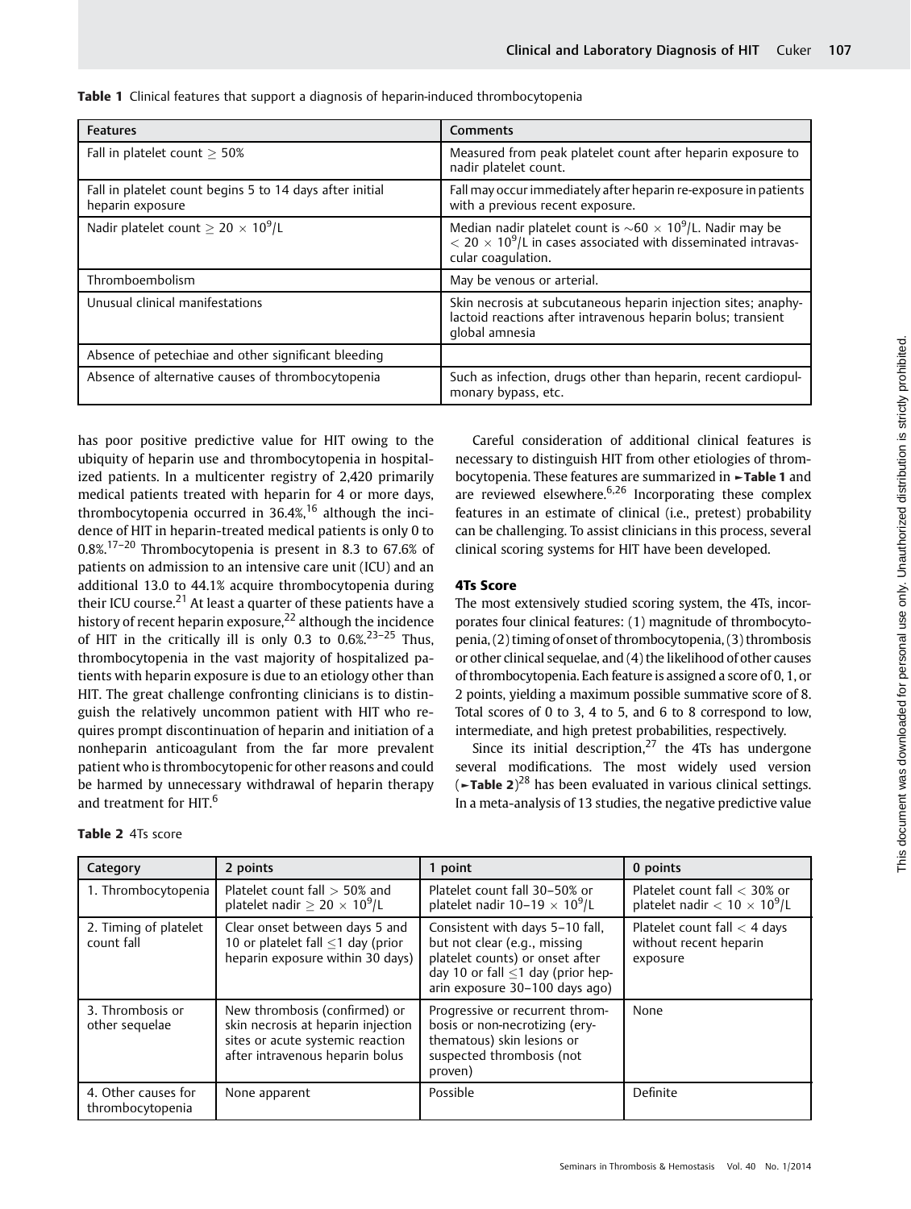**Table 1** Clinical features that support a diagnosis of heparin-induced thrombocytopenia

| Features | Comments |
|---|---|
| Fall in platelet count $\geq$ 50% | Measured from peak platelet count after heparin exposure to nadir platelet count. |
| Fall in platelet count begins 5 to 14 days after initial heparin exposure | Fall may occur immediately after heparin re-exposure in patients with a previous recent exposure. |
| Nadir platelet count $\geq 20 \times 10^9$/L | Median nadir platelet count is $\sim 60 \times 10^9$/L. Nadir may be $< 20 \times 10^9$/L in cases associated with disseminated intravascular coagulation. |
| Thromboembolism | May be venous or arterial. |
| Unusual clinical manifestations | Skin necrosis at subcutaneous heparin injection sites; anaphylactoid reactions after intravenous heparin bolus; transient global amnesia |
| Absence of petechiae and other significant bleeding | |
| Absence of alternative causes of thrombocytopenia | Such as infection, drugs other than heparin, recent cardiopulmonary bypass, etc. |

has poor positive predictive value for HIT owing to the ubiquity of heparin use and thrombocytopenia in hospitalized patients. In a multicenter registry of 2,420 primarily medical patients treated with heparin for 4 or more days, thrombocytopenia occurred in 36.4%,[16] although the incidence of HIT in heparin-treated medical patients is only 0 to 0.8%.[17–20] Thrombocytopenia is present in 8.3 to 67.6% of patients on admission to an intensive care unit (ICU) and an additional 13.0 to 44.1% acquire thrombocytopenia during their ICU course.[21] At least a quarter of these patients have a history of recent heparin exposure,[22] although the incidence of HIT in the critically ill is only 0.3 to 0.6%.[23–25] Thus, thrombocytopenia in the vast majority of hospitalized patients with heparin exposure is due to an etiology other than HIT. The great challenge confronting clinicians is to distinguish the relatively uncommon patient with HIT who requires prompt discontinuation of heparin and initiation of a nonheparin anticoagulant from the far more prevalent patient who is thrombocytopenic for other reasons and could be harmed by unnecessary withdrawal of heparin therapy and treatment for HIT.[6]

Careful consideration of additional clinical features is necessary to distinguish HIT from other etiologies of thrombocytopenia. These features are summarized in **Table 1** and are reviewed elsewhere.[6,26] Incorporating these complex features in an estimate of clinical (i.e., pretest) probability can be challenging. To assist clinicians in this process, several clinical scoring systems for HIT have been developed.

### 4Ts Score

The most extensively studied scoring system, the 4Ts, incorporates four clinical features: (1) magnitude of thrombocytopenia, (2) timing of onset of thrombocytopenia, (3) thrombosis or other clinical sequelae, and (4) the likelihood of other causes of thrombocytopenia. Each feature is assigned a score of 0, 1, or 2 points, yielding a maximum possible summative score of 8. Total scores of 0 to 3, 4 to 5, and 6 to 8 correspond to low, intermediate, and high pretest probabilities, respectively.

Since its initial description,[27] the 4Ts has undergone several modifications. The most widely used version (**Table 2**)[28] has been evaluated in various clinical settings. In a meta-analysis of 13 studies, the negative predictive value

**Table 2** 4Ts score

| Category | 2 points | 1 point | 0 points |
|---|---|---|---|
| 1. Thrombocytopenia | Platelet count fall > 50% and platelet nadir $\geq 20 \times 10^9$/L | Platelet count fall 30–50% or platelet nadir 10–19 $\times 10^9$/L | Platelet count fall < 30% or platelet nadir $< 10 \times 10^9$/L |
| 2. Timing of platelet count fall | Clear onset between days 5 and 10 or platelet fall $\leq$1 day (prior heparin exposure within 30 days) | Consistent with days 5–10 fall, but not clear (e.g., missing platelet counts) or onset after day 10 or fall $\leq$1 day (prior heparin exposure 30–100 days ago) | Platelet count fall < 4 days without recent heparin exposure |
| 3. Thrombosis or other sequelae | New thrombosis (confirmed) or skin necrosis at heparin injection sites or acute systemic reaction after intravenous heparin bolus | Progressive or recurrent thrombosis or non-necrotizing (erythematous) skin lesions or suspected thrombosis (not proven) | None |
| 4. Other causes for thrombocytopenia | None apparent | Possible | Definite |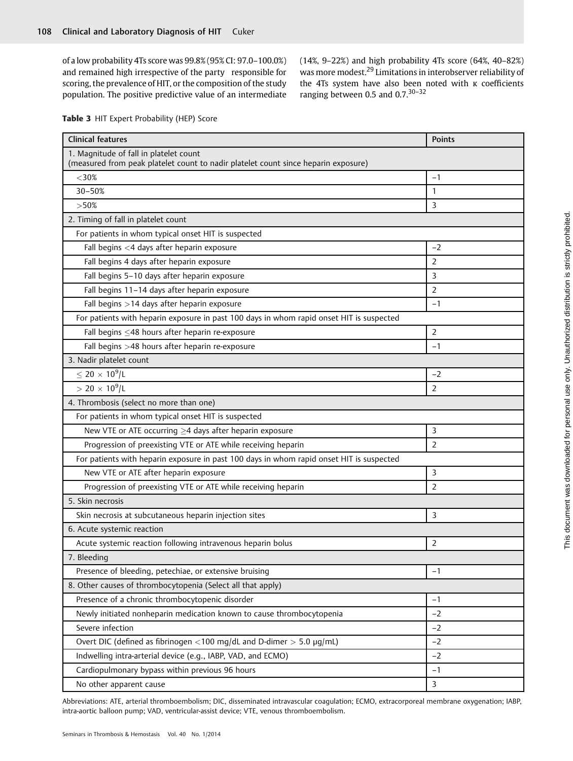of a low probability 4Ts score was 99.8% (95% CI: 97.0–100.0%) and remained high irrespective of the party responsible for scoring, the prevalence of HIT, or the composition of the study population. The positive predictive value of an intermediate (14%, 9–22%) and high probability 4Ts score (64%, 40–82%) was more modest.[29] Limitations in interobserver reliability of the 4Ts system have also been noted with κ coefficients ranging between 0.5 and 0.7.[30–32]

**Table 3** HIT Expert Probability (HEP) Score

| Clinical features | Points |
|---|---|
| 1. Magnitude of fall in platelet count (measured from peak platelet count to nadir platelet count since heparin exposure) | |
| <30% | −1 |
| 30–50% | 1 |
| >50% | 3 |
| 2. Timing of fall in platelet count | |
| For patients in whom typical onset HIT is suspected | |
| Fall begins <4 days after heparin exposure | −2 |
| Fall begins 4 days after heparin exposure | 2 |
| Fall begins 5–10 days after heparin exposure | 3 |
| Fall begins 11–14 days after heparin exposure | 2 |
| Fall begins >14 days after heparin exposure | −1 |
| For patients with heparin exposure in past 100 days in whom rapid onset HIT is suspected | |
| Fall begins ≤48 hours after heparin re-exposure | 2 |
| Fall begins >48 hours after heparin re-exposure | −1 |
| 3. Nadir platelet count | |
| $\leq 20 \times 10^9$/L | −2 |
| $> 20 \times 10^9$/L | 2 |
| 4. Thrombosis (select no more than one) | |
| For patients in whom typical onset HIT is suspected | |
| New VTE or ATE occurring ≥4 days after heparin exposure | 3 |
| Progression of preexisting VTE or ATE while receiving heparin | 2 |
| For patients with heparin exposure in past 100 days in whom rapid onset HIT is suspected | |
| New VTE or ATE after heparin exposure | 3 |
| Progression of preexisting VTE or ATE while receiving heparin | 2 |
| 5. Skin necrosis | |
| Skin necrosis at subcutaneous heparin injection sites | 3 |
| 6. Acute systemic reaction | |
| Acute systemic reaction following intravenous heparin bolus | 2 |
| 7. Bleeding | |
| Presence of bleeding, petechiae, or extensive bruising | −1 |
| 8. Other causes of thrombocytopenia (Select all that apply) | |
| Presence of a chronic thrombocytopenic disorder | −1 |
| Newly initiated nonheparin medication known to cause thrombocytopenia | −2 |
| Severe infection | −2 |
| Overt DIC (defined as fibrinogen <100 mg/dL and D-dimer > 5.0 μg/mL) | −2 |
| Indwelling intra-arterial device (e.g., IABP, VAD, and ECMO) | −2 |
| Cardiopulmonary bypass within previous 96 hours | −1 |
| No other apparent cause | 3 |

Abbreviations: ATE, arterial thromboembolism; DIC, disseminated intravascular coagulation; ECMO, extracorporeal membrane oxygenation; IABP, intra-aortic balloon pump; VAD, ventricular-assist device; VTE, venous thromboembolism.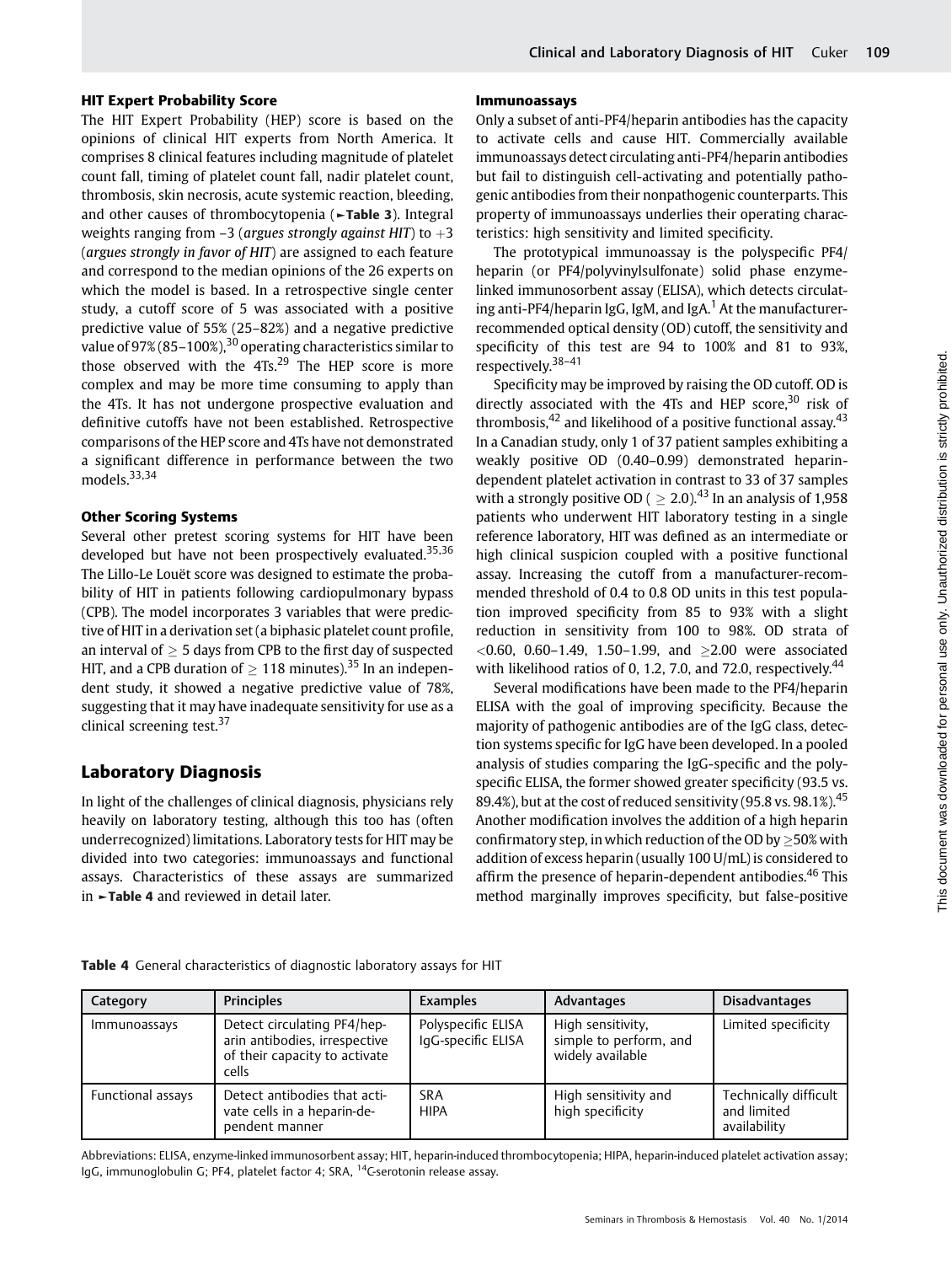### HIT Expert Probability Score

The HIT Expert Probability (HEP) score is based on the opinions of clinical HIT experts from North America. It comprises 8 clinical features including magnitude of platelet count fall, timing of platelet count fall, nadir platelet count, thrombosis, skin necrosis, acute systemic reaction, bleeding, and other causes of thrombocytopenia (►**Table 3**). Integral weights ranging from –3 (*argues strongly against HIT*) to +3 (*argues strongly in favor of HIT*) are assigned to each feature and correspond to the median opinions of the 26 experts on which the model is based. In a retrospective single center study, a cutoff score of 5 was associated with a positive predictive value of 55% (25–82%) and a negative predictive value of 97% (85–100%),[30] operating characteristics similar to those observed with the 4Ts.[29] The HEP score is more complex and may be more time consuming to apply than the 4Ts. It has not undergone prospective evaluation and definitive cutoffs have not been established. Retrospective comparisons of the HEP score and 4Ts have not demonstrated a significant difference in performance between the two models.[33,34]

### Other Scoring Systems

Several other pretest scoring systems for HIT have been developed but have not been prospectively evaluated.[35,36] The Lillo-Le Louët score was designed to estimate the probability of HIT in patients following cardiopulmonary bypass (CPB). The model incorporates 3 variables that were predictive of HIT in a derivation set (a biphasic platelet count profile, an interval of ≥ 5 days from CPB to the first day of suspected HIT, and a CPB duration of ≥ 118 minutes).[35] In an independent study, it showed a negative predictive value of 78%, suggesting that it may have inadequate sensitivity for use as a clinical screening test.[37]

## Laboratory Diagnosis

In light of the challenges of clinical diagnosis, physicians rely heavily on laboratory testing, although this too has (often underrecognized) limitations. Laboratory tests for HIT may be divided into two categories: immunoassays and functional assays. Characteristics of these assays are summarized in ►**Table 4** and reviewed in detail later.

### Immunoassays

Only a subset of anti-PF4/heparin antibodies has the capacity to activate cells and cause HIT. Commercially available immunoassays detect circulating anti-PF4/heparin antibodies but fail to distinguish cell-activating and potentially pathogenic antibodies from their nonpathogenic counterparts. This property of immunoassays underlies their operating characteristics: high sensitivity and limited specificity.

The prototypical immunoassay is the polyspecific PF4/heparin (or PF4/polyvinylsulfonate) solid phase enzyme-linked immunosorbent assay (ELISA), which detects circulating anti-PF4/heparin IgG, IgM, and IgA.[1] At the manufacturer-recommended optical density (OD) cutoff, the sensitivity and specificity of this test are 94 to 100% and 81 to 93%, respectively.[38–41]

Specificity may be improved by raising the OD cutoff. OD is directly associated with the 4Ts and HEP score,[30] risk of thrombosis,[42] and likelihood of a positive functional assay.[43] In a Canadian study, only 1 of 37 patient samples exhibiting a weakly positive OD (0.40–0.99) demonstrated heparin-dependent platelet activation in contrast to 33 of 37 samples with a strongly positive OD ( ≥ 2.0).[43] In an analysis of 1,958 patients who underwent HIT laboratory testing in a single reference laboratory, HIT was defined as an intermediate or high clinical suspicion coupled with a positive functional assay. Increasing the cutoff from a manufacturer-recommended threshold of 0.4 to 0.8 OD units in this test population improved specificity from 85 to 93% with a slight reduction in sensitivity from 100 to 98%. OD strata of <0.60, 0.60–1.49, 1.50–1.99, and ≥2.00 were associated with likelihood ratios of 0, 1.2, 7.0, and 72.0, respectively.[44]

Several modifications have been made to the PF4/heparin ELISA with the goal of improving specificity. Because the majority of pathogenic antibodies are of the IgG class, detection systems specific for IgG have been developed. In a pooled analysis of studies comparing the IgG-specific and the polyspecific ELISA, the former showed greater specificity (93.5 vs. 89.4%), but at the cost of reduced sensitivity (95.8 vs. 98.1%).[45] Another modification involves the addition of a high heparin confirmatory step, in which reduction of the OD by ≥50% with addition of excess heparin (usually 100 U/mL) is considered to affirm the presence of heparin-dependent antibodies.[46] This method marginally improves specificity, but false-positive

**Table 4** General characteristics of diagnostic laboratory assays for HIT

| Category | Principles | Examples | Advantages | Disadvantages |
|---|---|---|---|---|
| Immunoassays | Detect circulating PF4/heparin antibodies, irrespective of their capacity to activate cells | Polyspecific ELISA<br>IgG-specific ELISA | High sensitivity, simple to perform, and widely available | Limited specificity |
| Functional assays | Detect antibodies that activate cells in a heparin-dependent manner | SRA<br>HIPA | High sensitivity and high specificity | Technically difficult and limited availability |

Abbreviations: ELISA, enzyme-linked immunosorbent assay; HIT, heparin-induced thrombocytopenia; HIPA, heparin-induced platelet activation assay; IgG, immunoglobulin G; PF4, platelet factor 4; SRA, $^{14}$C-serotonin release assay.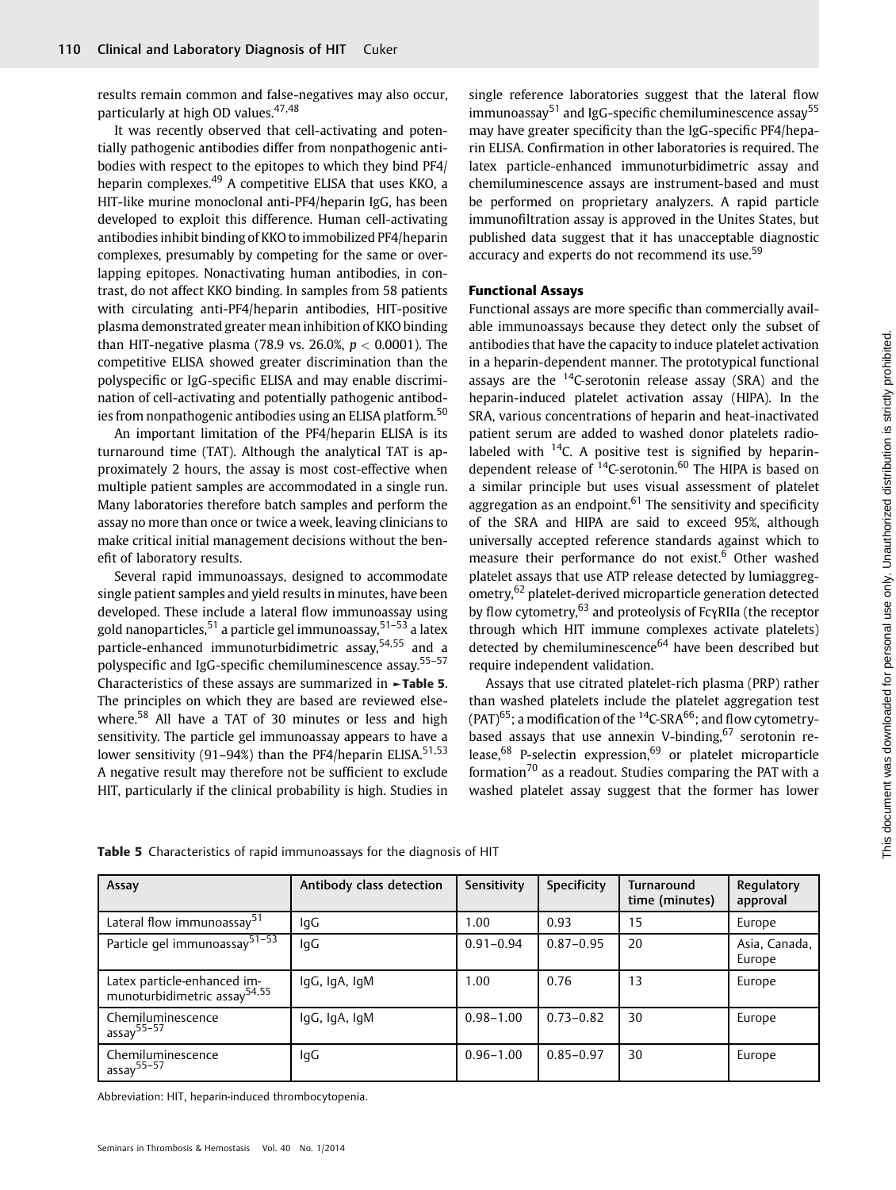results remain common and false-negatives may also occur, particularly at high OD values.[47,48]

It was recently observed that cell-activating and potentially pathogenic antibodies differ from nonpathogenic antibodies with respect to the epitopes to which they bind PF4/heparin complexes.[49] A competitive ELISA that uses KKO, a HIT-like murine monoclonal anti-PF4/heparin IgG, has been developed to exploit this difference. Human cell-activating antibodies inhibit binding of KKO to immobilized PF4/heparin complexes, presumably by competing for the same or overlapping epitopes. Nonactivating human antibodies, in contrast, do not affect KKO binding. In samples from 58 patients with circulating anti-PF4/heparin antibodies, HIT-positive plasma demonstrated greater mean inhibition of KKO binding than HIT-negative plasma (78.9 vs. 26.0%, $p < 0.0001$). The competitive ELISA showed greater discrimination than the polyspecific or IgG-specific ELISA and may enable discrimination of cell-activating and potentially pathogenic antibodies from nonpathogenic antibodies using an ELISA platform.[50]

An important limitation of the PF4/heparin ELISA is its turnaround time (TAT). Although the analytical TAT is approximately 2 hours, the assay is most cost-effective when multiple patient samples are accommodated in a single run. Many laboratories therefore batch samples and perform the assay no more than once or twice a week, leaving clinicians to make critical initial management decisions without the benefit of laboratory results.

Several rapid immunoassays, designed to accommodate single patient samples and yield results in minutes, have been developed. These include a lateral flow immunoassay using gold nanoparticles,[51] a particle gel immunoassay,[51–53] a latex particle-enhanced immunoturbidimetric assay,[54,55] and a polyspecific and IgG-specific chemiluminescence assay.[55–57] Characteristics of these assays are summarized in ►Table 5. The principles on which they are based are reviewed elsewhere.[58] All have a TAT of 30 minutes or less and high sensitivity. The particle gel immunoassay appears to have a lower sensitivity (91–94%) than the PF4/heparin ELISA.[51,53] A negative result may therefore not be sufficient to exclude HIT, particularly if the clinical probability is high. Studies in single reference laboratories suggest that the lateral flow immunoassay[51] and IgG-specific chemiluminescence assay[55] may have greater specificity than the IgG-specific PF4/heparin ELISA. Confirmation in other laboratories is required. The latex particle-enhanced immunoturbidimetric assay and chemiluminescence assays are instrument-based and must be performed on proprietary analyzers. A rapid particle immunofiltration assay is approved in the Unites States, but published data suggest that it has unacceptable diagnostic accuracy and experts do not recommend its use.[59]

### Functional Assays

Functional assays are more specific than commercially available immunoassays because they detect only the subset of antibodies that have the capacity to induce platelet activation in a heparin-dependent manner. The prototypical functional assays are the $^{14}$C-serotonin release assay (SRA) and the heparin-induced platelet activation assay (HIPA). In the SRA, various concentrations of heparin and heat-inactivated patient serum are added to washed donor platelets radiolabeled with $^{14}$C. A positive test is signified by heparin-dependent release of $^{14}$C-serotonin.[60] The HIPA is based on a similar principle but uses visual assessment of platelet aggregation as an endpoint.[61] The sensitivity and specificity of the SRA and HIPA are said to exceed 95%, although universally accepted reference standards against which to measure their performance do not exist.[6] Other washed platelet assays that use ATP release detected by lumiaggregometry,[62] platelet-derived microparticle generation detected by flow cytometry,[63] and proteolysis of FcγRIIa (the receptor through which HIT immune complexes activate platelets) detected by chemiluminescence[64] have been described but require independent validation.

Assays that use citrated platelet-rich plasma (PRP) rather than washed platelets include the platelet aggregation test (PAT)[65]; a modification of the $^{14}$C-SRA[66]; and flow cytometry-based assays that use annexin V-binding,[67] serotonin release,[68] P-selectin expression,[69] or platelet microparticle formation[70] as a readout. Studies comparing the PAT with a washed platelet assay suggest that the former has lower

**Table 5** Characteristics of rapid immunoassays for the diagnosis of HIT

| Assay | Antibody class detection | Sensitivity | Specificity | Turnaround time (minutes) | Regulatory approval |
|---|---|---|---|---|---|
| Lateral flow immunoassay[51] | IgG | 1.00 | 0.93 | 15 | Europe |
| Particle gel immunoassay[51–53] | IgG | 0.91–0.94 | 0.87–0.95 | 20 | Asia, Canada, Europe |
| Latex particle-enhanced immunoturbidimetric assay[54,55] | IgG, IgA, IgM | 1.00 | 0.76 | 13 | Europe |
| Chemiluminescence assay[55–57] | IgG, IgA, IgM | 0.98–1.00 | 0.73–0.82 | 30 | Europe |
| Chemiluminescence assay[55–57] | IgG | 0.96–1.00 | 0.85–0.97 | 30 | Europe |

Abbreviation: HIT, heparin-induced thrombocytopenia.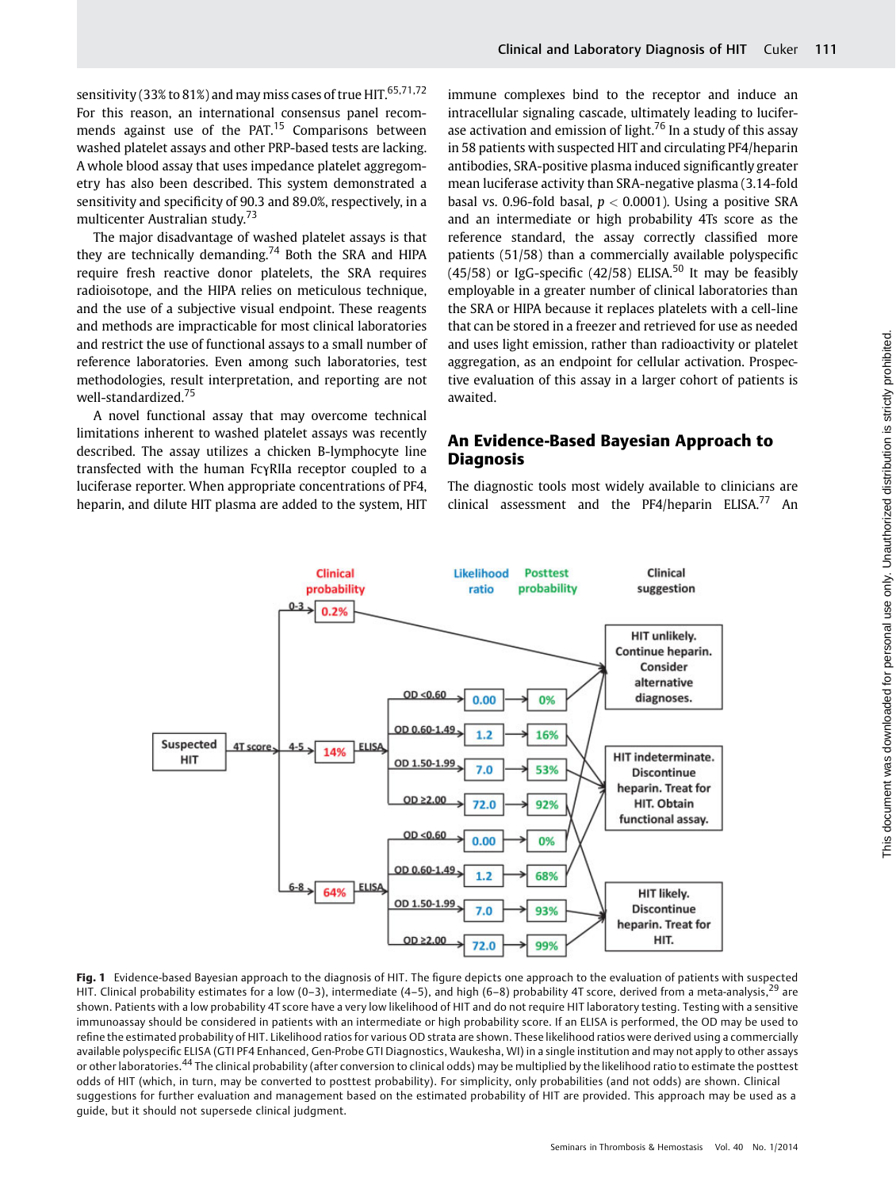sensitivity (33% to 81%) and may miss cases of true HIT.[65,71,72] For this reason, an international consensus panel recommends against use of the PAT.[15] Comparisons between washed platelet assays and other PRP-based tests are lacking. A whole blood assay that uses impedance platelet aggregometry has also been described. This system demonstrated a sensitivity and specificity of 90.3 and 89.0%, respectively, in a multicenter Australian study.[73]

The major disadvantage of washed platelet assays is that they are technically demanding.[74] Both the SRA and HIPA require fresh reactive donor platelets, the SRA requires radioisotope, and the HIPA relies on meticulous technique, and the use of a subjective visual endpoint. These reagents and methods are impracticable for most clinical laboratories and restrict the use of functional assays to a small number of reference laboratories. Even among such laboratories, test methodologies, result interpretation, and reporting are not well-standardized.[75]

A novel functional assay that may overcome technical limitations inherent to washed platelet assays was recently described. The assay utilizes a chicken B-lymphocyte line transfected with the human FcγRIIa receptor coupled to a luciferase reporter. When appropriate concentrations of PF4, heparin, and dilute HIT plasma are added to the system, HIT immune complexes bind to the receptor and induce an intracellular signaling cascade, ultimately leading to luciferase activation and emission of light.[76] In a study of this assay in 58 patients with suspected HIT and circulating PF4/heparin antibodies, SRA-positive plasma induced significantly greater mean luciferase activity than SRA-negative plasma (3.14-fold basal vs. 0.96-fold basal, $p < 0.0001$). Using a positive SRA and an intermediate or high probability 4Ts score as the reference standard, the assay correctly classified more patients (51/58) than a commercially available polyspecific (45/58) or IgG-specific (42/58) ELISA.[50] It may be feasibly employable in a greater number of clinical laboratories than the SRA or HIPA because it replaces platelets with a cell-line that can be stored in a freezer and retrieved for use as needed and uses light emission, rather than radioactivity or platelet aggregation, as an endpoint for cellular activation. Prospective evaluation of this assay in a larger cohort of patients is awaited.

## An Evidence-Based Bayesian Approach to Diagnosis

The diagnostic tools most widely available to clinicians are clinical assessment and the PF4/heparin ELISA.[77] An

| 4T score | Clinical probability | ELISA | Likelihood ratio | Posttest probability | Clinical suggestion |
|---|---|---|---|---|---|
| 0-3 | 0.2% | | | | HIT unlikely. Continue heparin. Consider alternative diagnoses. |
| 4-5 | 14% | OD <0.60 | 0.00 | 0% | HIT unlikely. Continue heparin. Consider alternative diagnoses. |
| | | OD 0.60-1.49 | 1.2 | 16% | HIT indeterminate. Discontinue heparin. Treat for HIT. Obtain functional assay. |
| | | OD 1.50-1.99 | 7.0 | 53% | HIT indeterminate. Discontinue heparin. Treat for HIT. Obtain functional assay. |
| | | OD ≥2.00 | 72.0 | 92% | HIT likely. Discontinue heparin. Treat for HIT. |
| 6-8 | 64% | OD <0.60 | 0.00 | 0% | HIT unlikely. Continue heparin. Consider alternative diagnoses. |
| | | OD 0.60-1.49 | 1.2 | 68% | HIT indeterminate. Discontinue heparin. Treat for HIT. Obtain functional assay. |
| | | OD 1.50-1.99 | 7.0 | 93% | HIT likely. Discontinue heparin. Treat for HIT. |
| | | OD ≥2.00 | 72.0 | 99% | HIT likely. Discontinue heparin. Treat for HIT. |

**Fig. 1** Evidence-based Bayesian approach to the diagnosis of HIT. The figure depicts one approach to the evaluation of patients with suspected HIT. Clinical probability estimates for a low (0–3), intermediate (4–5), and high (6–8) probability 4T score, derived from a meta-analysis,[29] are shown. Patients with a low probability 4T score have a very low likelihood of HIT and do not require HIT laboratory testing. Testing with a sensitive immunoassay should be considered in patients with an intermediate or high probability score. If an ELISA is performed, the OD may be used to refine the estimated probability of HIT. Likelihood ratios for various OD strata are shown. These likelihood ratios were derived using a commercially available polyspecific ELISA (GTI PF4 Enhanced, Gen-Probe GTI Diagnostics, Waukesha, WI) in a single institution and may not apply to other assays or other laboratories.[44] The clinical probability (after conversion to clinical odds) may be multiplied by the likelihood ratio to estimate the posttest odds of HIT (which, in turn, may be converted to posttest probability). For simplicity, only probabilities (and not odds) are shown. Clinical suggestions for further evaluation and management based on the estimated probability of HIT are provided. This approach may be used as a guide, but it should not supersede clinical judgment.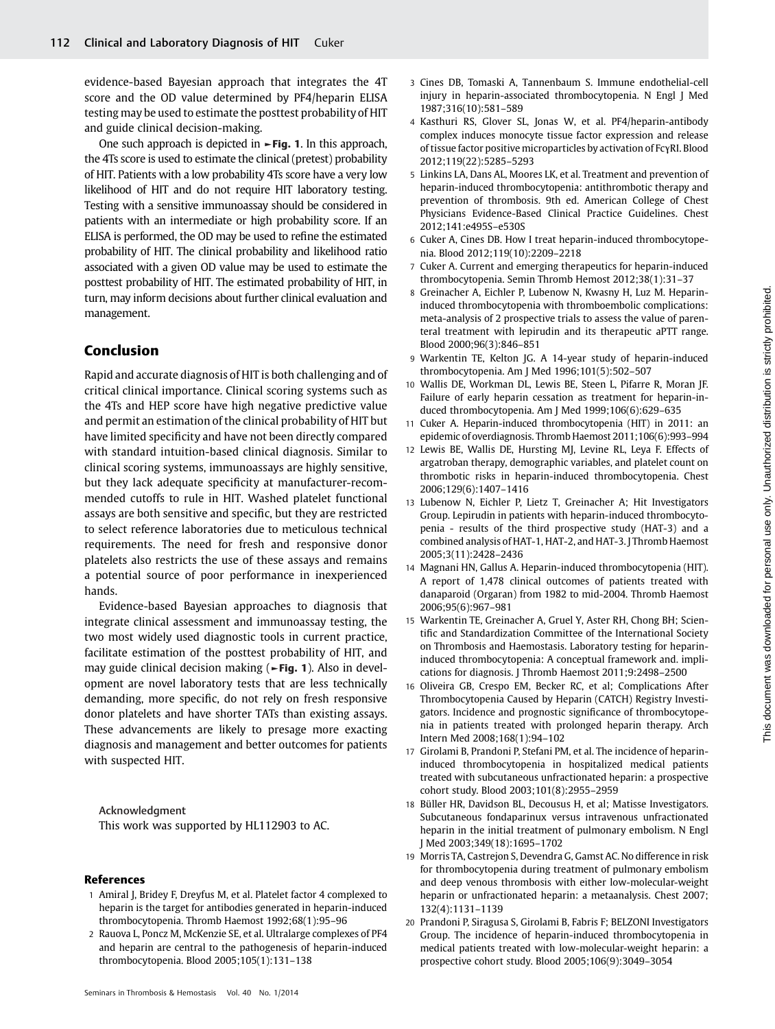evidence-based Bayesian approach that integrates the 4T score and the OD value determined by PF4/heparin ELISA testing may be used to estimate the posttest probability of HIT and guide clinical decision-making.

One such approach is depicted in ►Fig. 1. In this approach, the 4Ts score is used to estimate the clinical (pretest) probability of HIT. Patients with a low probability 4Ts score have a very low likelihood of HIT and do not require HIT laboratory testing. Testing with a sensitive immunoassay should be considered in patients with an intermediate or high probability score. If an ELISA is performed, the OD may be used to refine the estimated probability of HIT. The clinical probability and likelihood ratio associated with a given OD value may be used to estimate the posttest probability of HIT. The estimated probability of HIT, in turn, may inform decisions about further clinical evaluation and management.

## Conclusion

Rapid and accurate diagnosis of HIT is both challenging and of critical clinical importance. Clinical scoring systems such as the 4Ts and HEP score have high negative predictive value and permit an estimation of the clinical probability of HIT but have limited specificity and have not been directly compared with standard intuition-based clinical diagnosis. Similar to clinical scoring systems, immunoassays are highly sensitive, but they lack adequate specificity at manufacturer-recommended cutoffs to rule in HIT. Washed platelet functional assays are both sensitive and specific, but they are restricted to select reference laboratories due to meticulous technical requirements. The need for fresh and responsive donor platelets also restricts the use of these assays and remains a potential source of poor performance in inexperienced hands.

Evidence-based Bayesian approaches to diagnosis that integrate clinical assessment and immunoassay testing, the two most widely used diagnostic tools in current practice, facilitate estimation of the posttest probability of HIT, and may guide clinical decision making (►Fig. 1). Also in development are novel laboratory tests that are less technically demanding, more specific, do not rely on fresh responsive donor platelets and have shorter TATs than existing assays. These advancements are likely to presage more exacting diagnosis and management and better outcomes for patients with suspected HIT.

Acknowledgment
This work was supported by HL112903 to AC.

## References

1. Amiral J, Bridey F, Dreyfus M, et al. Platelet factor 4 complexed to heparin is the target for antibodies generated in heparin-induced thrombocytopenia. Thromb Haemost 1992;68(1):95–96
2. Rauova L, Poncz M, McKenzie SE, et al. Ultralarge complexes of PF4 and heparin are central to the pathogenesis of heparin-induced thrombocytopenia. Blood 2005;105(1):131–138
3. Cines DB, Tomaski A, Tannenbaum S. Immune endothelial-cell injury in heparin-associated thrombocytopenia. N Engl J Med 1987;316(10):581–589
4. Kasthuri RS, Glover SL, Jonas W, et al. PF4/heparin-antibody complex induces monocyte tissue factor expression and release of tissue factor positive microparticles by activation of FcγRI. Blood 2012;119(22):5285–5293
5. Linkins LA, Dans AL, Moores LK, et al. Treatment and prevention of heparin-induced thrombocytopenia: antithrombotic therapy and prevention of thrombosis. 9th ed. American College of Chest Physicians Evidence-Based Clinical Practice Guidelines. Chest 2012;141:e495S–e530S
6. Cuker A, Cines DB. How I treat heparin-induced thrombocytopenia. Blood 2012;119(10):2209–2218
7. Cuker A. Current and emerging therapeutics for heparin-induced thrombocytopenia. Semin Thromb Hemost 2012;38(1):31–37
8. Greinacher A, Eichler P, Lubenow N, Kwasny H, Luz M. Heparin-induced thrombocytopenia with thromboembolic complications: meta-analysis of 2 prospective trials to assess the value of parenteral treatment with lepirudin and its therapeutic aPTT range. Blood 2000;96(3):846–851
9. Warkentin TE, Kelton JG. A 14-year study of heparin-induced thrombocytopenia. Am J Med 1996;101(5):502–507
10. Wallis DE, Workman DL, Lewis BE, Steen L, Pifarre R, Moran JF. Failure of early heparin cessation as treatment for heparin-induced thrombocytopenia. Am J Med 1999;106(6):629–635
11. Cuker A. Heparin-induced thrombocytopenia (HIT) in 2011: an epidemic of overdiagnosis. Thromb Haemost 2011;106(6):993–994
12. Lewis BE, Wallis DE, Hursting MJ, Levine RL, Leya F. Effects of argatroban therapy, demographic variables, and platelet count on thrombotic risks in heparin-induced thrombocytopenia. Chest 2006;129(6):1407–1416
13. Lubenow N, Eichler P, Lietz T, Greinacher A; Hit Investigators Group. Lepirudin in patients with heparin-induced thrombocytopenia - results of the third prospective study (HAT-3) and a combined analysis of HAT-1, HAT-2, and HAT-3. J Thromb Haemost 2005;3(11):2428–2436
14. Magnani HN, Gallus A. Heparin-induced thrombocytopenia (HIT). A report of 1,478 clinical outcomes of patients treated with danaparoid (Orgaran) from 1982 to mid-2004. Thromb Haemost 2006;95(6):967–981
15. Warkentin TE, Greinacher A, Gruel Y, Aster RH, Chong BH; Scientific and Standardization Committee of the International Society on Thrombosis and Haemostasis. Laboratory testing for heparin-induced thrombocytopenia: A conceptual framework and. implications for diagnosis. J Thromb Haemost 2011;9:2498–2500
16. Oliveira GB, Crespo EM, Becker RC, et al; Complications After Thrombocytopenia Caused by Heparin (CATCH) Registry Investigators. Incidence and prognostic significance of thrombocytopenia in patients treated with prolonged heparin therapy. Arch Intern Med 2008;168(1):94–102
17. Girolami B, Prandoni P, Stefani PM, et al. The incidence of heparin-induced thrombocytopenia in hospitalized medical patients treated with subcutaneous unfractionated heparin: a prospective cohort study. Blood 2003;101(8):2955–2959
18. Büller HR, Davidson BL, Decousus H, et al; Matisse Investigators. Subcutaneous fondaparinux versus intravenous unfractionated heparin in the initial treatment of pulmonary embolism. N Engl J Med 2003;349(18):1695–1702
19. Morris TA, Castrejon S, Devendra G, Gamst AC. No difference in risk for thrombocytopenia during treatment of pulmonary embolism and deep venous thrombosis with either low-molecular-weight heparin or unfractionated heparin: a metaanalysis. Chest 2007;132(4):1131–1139
20. Prandoni P, Siragusa S, Girolami B, Fabris F; BELZONI Investigators Group. The incidence of heparin-induced thrombocytopenia in medical patients treated with low-molecular-weight heparin: a prospective cohort study. Blood 2005;106(9):3049–3054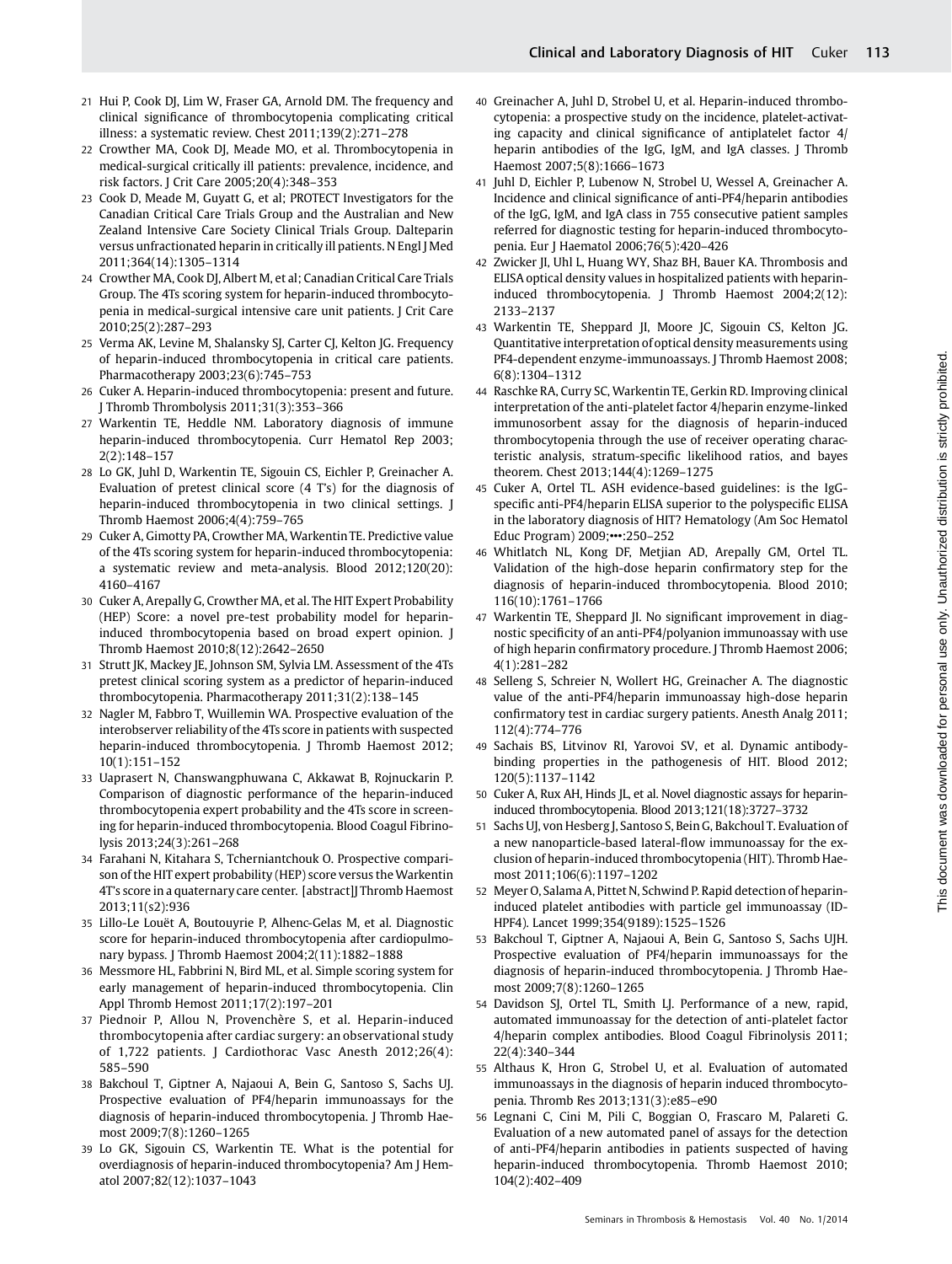21 Hui P, Cook DJ, Lim W, Fraser GA, Arnold DM. The frequency and clinical significance of thrombocytopenia complicating critical illness: a systematic review. Chest 2011;139(2):271–278

22 Crowther MA, Cook DJ, Meade MO, et al. Thrombocytopenia in medical-surgical critically ill patients: prevalence, incidence, and risk factors. J Crit Care 2005;20(4):348–353

23 Cook D, Meade M, Guyatt G, et al; PROTECT Investigators for the Canadian Critical Care Trials Group and the Australian and New Zealand Intensive Care Society Clinical Trials Group. Dalteparin versus unfractionated heparin in critically ill patients. N Engl J Med 2011;364(14):1305–1314

24 Crowther MA, Cook DJ, Albert M, et al; Canadian Critical Care Trials Group. The 4Ts scoring system for heparin-induced thrombocytopenia in medical-surgical intensive care unit patients. J Crit Care 2010;25(2):287–293

25 Verma AK, Levine M, Shalansky SJ, Carter CJ, Kelton JG. Frequency of heparin-induced thrombocytopenia in critical care patients. Pharmacotherapy 2003;23(6):745–753

26 Cuker A. Heparin-induced thrombocytopenia: present and future. J Thromb Thrombolysis 2011;31(3):353–366

27 Warkentin TE, Heddle NM. Laboratory diagnosis of immune heparin-induced thrombocytopenia. Curr Hematol Rep 2003; 2(2):148–157

28 Lo GK, Juhl D, Warkentin TE, Sigouin CS, Eichler P, Greinacher A. Evaluation of pretest clinical score (4 T's) for the diagnosis of heparin-induced thrombocytopenia in two clinical settings. J Thromb Haemost 2006;4(4):759–765

29 Cuker A, Gimotty PA, Crowther MA, Warkentin TE. Predictive value of the 4Ts scoring system for heparin-induced thrombocytopenia: a systematic review and meta-analysis. Blood 2012;120(20): 4160–4167

30 Cuker A, Arepally G, Crowther MA, et al. The HIT Expert Probability (HEP) Score: a novel pre-test probability model for heparin-induced thrombocytopenia based on broad expert opinion. J Thromb Haemost 2010;8(12):2642–2650

31 Strutt JK, Mackey JE, Johnson SM, Sylvia LM. Assessment of the 4Ts pretest clinical scoring system as a predictor of heparin-induced thrombocytopenia. Pharmacotherapy 2011;31(2):138–145

32 Nagler M, Fabbro T, Wuillemin WA. Prospective evaluation of the interobserver reliability of the 4Ts score in patients with suspected heparin-induced thrombocytopenia. J Thromb Haemost 2012; 10(1):151–152

33 Uaprasert N, Chanswangphuwana C, Akkawat B, Rojnuckarin P. Comparison of diagnostic performance of the heparin-induced thrombocytopenia expert probability and the 4Ts score in screening for heparin-induced thrombocytopenia. Blood Coagul Fibrinolysis 2013;24(3):261–268

34 Farahani N, Kitahara S, Tcherniantchouk O. Prospective comparison of the HIT expert probability (HEP) score versus the Warkentin 4T's score in a quaternary care center. [abstract]J Thromb Haemost 2013;11(s2):936

35 Lillo-Le Louët A, Boutouyrie P, Alhenc-Gelas M, et al. Diagnostic score for heparin-induced thrombocytopenia after cardiopulmonary bypass. J Thromb Haemost 2004;2(11):1882–1888

36 Messmore HL, Fabbrini N, Bird ML, et al. Simple scoring system for early management of heparin-induced thrombocytopenia. Clin Appl Thromb Hemost 2011;17(2):197–201

37 Piednoir P, Allou N, Provenchère S, et al. Heparin-induced thrombocytopenia after cardiac surgery: an observational study of 1,722 patients. J Cardiothorac Vasc Anesth 2012;26(4): 585–590

38 Bakchoul T, Giptner A, Najaoui A, Bein G, Santoso S, Sachs UJ. Prospective evaluation of PF4/heparin immunoassays for the diagnosis of heparin-induced thrombocytopenia. J Thromb Haemost 2009;7(8):1260–1265

39 Lo GK, Sigouin CS, Warkentin TE. What is the potential for overdiagnosis of heparin-induced thrombocytopenia? Am J Hematol 2007;82(12):1037–1043

40 Greinacher A, Juhl D, Strobel U, et al. Heparin-induced thrombocytopenia: a prospective study on the incidence, platelet-activating capacity and clinical significance of antiplatelet factor 4/ heparin antibodies of the IgG, IgM, and IgA classes. J Thromb Haemost 2007;5(8):1666–1673

41 Juhl D, Eichler P, Lubenow N, Strobel U, Wessel A, Greinacher A. Incidence and clinical significance of anti-PF4/heparin antibodies of the IgG, IgM, and IgA class in 755 consecutive patient samples referred for diagnostic testing for heparin-induced thrombocytopenia. Eur J Haematol 2006;76(5):420–426

42 Zwicker JI, Uhl L, Huang WY, Shaz BH, Bauer KA. Thrombosis and ELISA optical density values in hospitalized patients with heparin-induced thrombocytopenia. J Thromb Haemost 2004;2(12): 2133–2137

43 Warkentin TE, Sheppard JI, Moore JC, Sigouin CS, Kelton JG. Quantitative interpretation of optical density measurements using PF4-dependent enzyme-immunoassays. J Thromb Haemost 2008; 6(8):1304–1312

44 Raschke RA, Curry SC, Warkentin TE, Gerkin RD. Improving clinical interpretation of the anti-platelet factor 4/heparin enzyme-linked immunosorbent assay for the diagnosis of heparin-induced thrombocytopenia through the use of receiver operating characteristic analysis, stratum-specific likelihood ratios, and bayes theorem. Chest 2013;144(4):1269–1275

45 Cuker A, Ortel TL. ASH evidence-based guidelines: is the IgG-specific anti-PF4/heparin ELISA superior to the polyspecific ELISA in the laboratory diagnosis of HIT? Hematology (Am Soc Hematol Educ Program) 2009;•••:250–252

46 Whitlatch NL, Kong DF, Metjian AD, Arepally GM, Ortel TL. Validation of the high-dose heparin confirmatory step for the diagnosis of heparin-induced thrombocytopenia. Blood 2010; 116(10):1761–1766

47 Warkentin TE, Sheppard JI. No significant improvement in diagnostic specificity of an anti-PF4/polyanion immunoassay with use of high heparin confirmatory procedure. J Thromb Haemost 2006; 4(1):281–282

48 Selleng S, Schreier N, Wollert HG, Greinacher A. The diagnostic value of the anti-PF4/heparin immunoassay high-dose heparin confirmatory test in cardiac surgery patients. Anesth Analg 2011; 112(4):774–776

49 Sachais BS, Litvinov RI, Yarovoi SV, et al. Dynamic antibody-binding properties in the pathogenesis of HIT. Blood 2012; 120(5):1137–1142

50 Cuker A, Rux AH, Hinds JL, et al. Novel diagnostic assays for heparin-induced thrombocytopenia. Blood 2013;121(18):3727–3732

51 Sachs UJ, von Hesberg J, Santoso S, Bein G, Bakchoul T. Evaluation of a new nanoparticle-based lateral-flow immunoassay for the exclusion of heparin-induced thrombocytopenia (HIT). Thromb Haemost 2011;106(6):1197–1202

52 Meyer O, Salama A, Pittet N, Schwind P. Rapid detection of heparin-induced platelet antibodies with particle gel immunoassay (ID-HPF4). Lancet 1999;354(9189):1525–1526

53 Bakchoul T, Giptner A, Najaoui A, Bein G, Santoso S, Sachs UJH. Prospective evaluation of PF4/heparin immunoassays for the diagnosis of heparin-induced thrombocytopenia. J Thromb Haemost 2009;7(8):1260–1265

54 Davidson SJ, Ortel TL, Smith LJ. Performance of a new, rapid, automated immunoassay for the detection of anti-platelet factor 4/heparin complex antibodies. Blood Coagul Fibrinolysis 2011; 22(4):340–344

55 Althaus K, Hron G, Strobel U, et al. Evaluation of automated immunoassays in the diagnosis of heparin induced thrombocytopenia. Thromb Res 2013;131(3):e85–e90

56 Legnani C, Cini M, Pili C, Boggian O, Frascaro M, Palareti G. Evaluation of a new automated panel of assays for the detection of anti-PF4/heparin antibodies in patients suspected of having heparin-induced thrombocytopenia. Thromb Haemost 2010; 104(2):402–409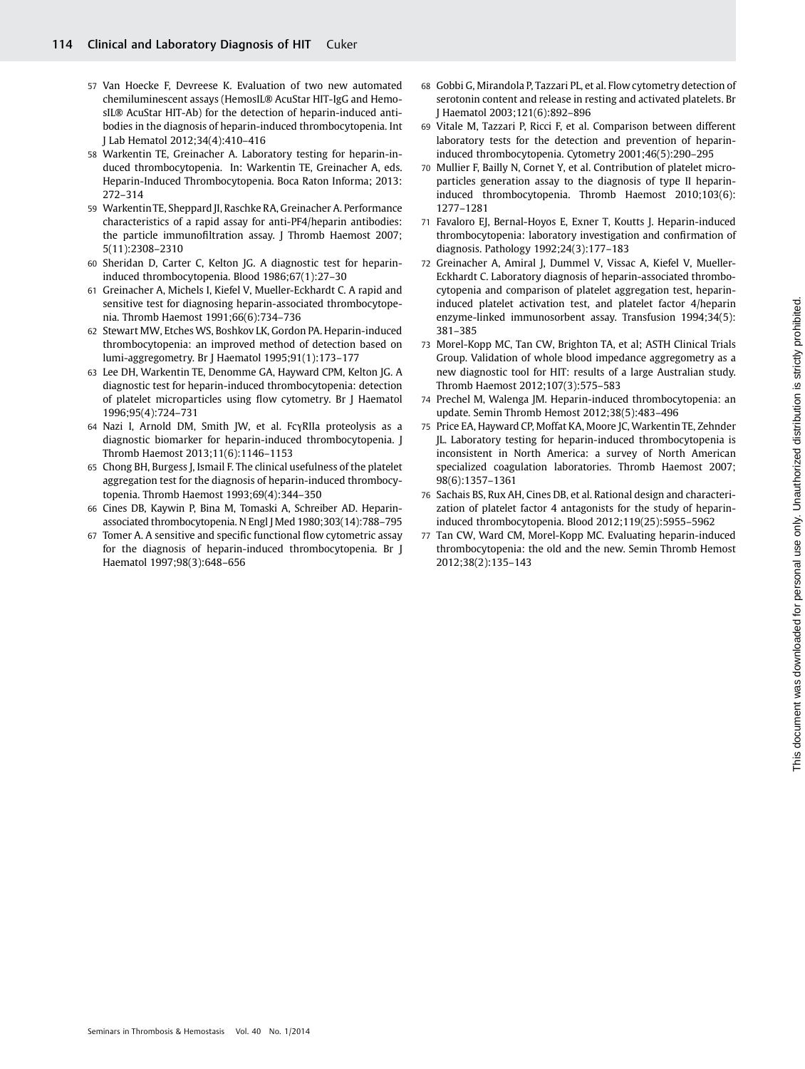57 Van Hoecke F, Devreese K. Evaluation of two new automated chemiluminescent assays (HemosIL® AcuStar HIT-IgG and HemosIL® AcuStar HIT-Ab) for the detection of heparin-induced antibodies in the diagnosis of heparin-induced thrombocytopenia. Int J Lab Hematol 2012;34(4):410–416

58 Warkentin TE, Greinacher A. Laboratory testing for heparin-induced thrombocytopenia. In: Warkentin TE, Greinacher A, eds. Heparin-Induced Thrombocytopenia. Boca Raton Informa; 2013: 272–314

59 Warkentin TE, Sheppard JI, Raschke RA, Greinacher A. Performance characteristics of a rapid assay for anti-PF4/heparin antibodies: the particle immunofiltration assay. J Thromb Haemost 2007; 5(11):2308–2310

60 Sheridan D, Carter C, Kelton JG. A diagnostic test for heparin-induced thrombocytopenia. Blood 1986;67(1):27–30

61 Greinacher A, Michels I, Kiefel V, Mueller-Eckhardt C. A rapid and sensitive test for diagnosing heparin-associated thrombocytopenia. Thromb Haemost 1991;66(6):734–736

62 Stewart MW, Etches WS, Boshkov LK, Gordon PA. Heparin-induced thrombocytopenia: an improved method of detection based on lumi-aggregometry. Br J Haematol 1995;91(1):173–177

63 Lee DH, Warkentin TE, Denomme GA, Hayward CPM, Kelton JG. A diagnostic test for heparin-induced thrombocytopenia: detection of platelet microparticles using flow cytometry. Br J Haematol 1996;95(4):724–731

64 Nazi I, Arnold DM, Smith JW, et al. FcγRIIa proteolysis as a diagnostic biomarker for heparin-induced thrombocytopenia. J Thromb Haemost 2013;11(6):1146–1153

65 Chong BH, Burgess J, Ismail F. The clinical usefulness of the platelet aggregation test for the diagnosis of heparin-induced thrombocytopenia. Thromb Haemost 1993;69(4):344–350

66 Cines DB, Kaywin P, Bina M, Tomaski A, Schreiber AD. Heparin-associated thrombocytopenia. N Engl J Med 1980;303(14):788–795

67 Tomer A. A sensitive and specific functional flow cytometric assay for the diagnosis of heparin-induced thrombocytopenia. Br J Haematol 1997;98(3):648–656

68 Gobbi G, Mirandola P, Tazzari PL, et al. Flow cytometry detection of serotonin content and release in resting and activated platelets. Br J Haematol 2003;121(6):892–896

69 Vitale M, Tazzari P, Ricci F, et al. Comparison between different laboratory tests for the detection and prevention of heparin-induced thrombocytopenia. Cytometry 2001;46(5):290–295

70 Mullier F, Bailly N, Cornet Y, et al. Contribution of platelet microparticles generation assay to the diagnosis of type II heparin-induced thrombocytopenia. Thromb Haemost 2010;103(6): 1277–1281

71 Favaloro EJ, Bernal-Hoyos E, Exner T, Koutts J. Heparin-induced thrombocytopenia: laboratory investigation and confirmation of diagnosis. Pathology 1992;24(3):177–183

72 Greinacher A, Amiral J, Dummel V, Vissac A, Kiefel V, Mueller-Eckhardt C. Laboratory diagnosis of heparin-associated thrombocytopenia and comparison of platelet aggregation test, heparin-induced platelet activation test, and platelet factor 4/heparin enzyme-linked immunosorbent assay. Transfusion 1994;34(5): 381–385

73 Morel-Kopp MC, Tan CW, Brighton TA, et al; ASTH Clinical Trials Group. Validation of whole blood impedance aggregometry as a new diagnostic tool for HIT: results of a large Australian study. Thromb Haemost 2012;107(3):575–583

74 Prechel M, Walenga JM. Heparin-induced thrombocytopenia: an update. Semin Thromb Hemost 2012;38(5):483–496

75 Price EA, Hayward CP, Moffat KA, Moore JC, Warkentin TE, Zehnder JL. Laboratory testing for heparin-induced thrombocytopenia is inconsistent in North America: a survey of North American specialized coagulation laboratories. Thromb Haemost 2007; 98(6):1357–1361

76 Sachais BS, Rux AH, Cines DB, et al. Rational design and characterization of platelet factor 4 antagonists for the study of heparin-induced thrombocytopenia. Blood 2012;119(25):5955–5962

77 Tan CW, Ward CM, Morel-Kopp MC. Evaluating heparin-induced thrombocytopenia: the old and the new. Semin Thromb Hemost 2012;38(2):135–143